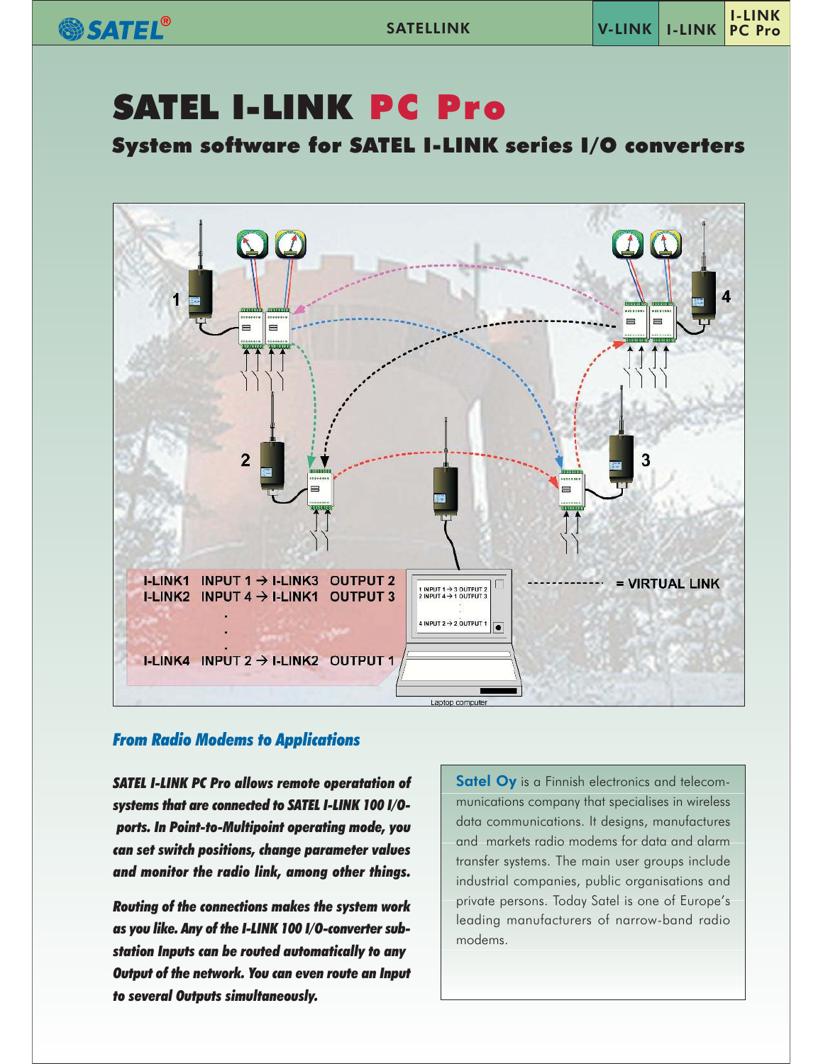# SATEL I-LINK PC Pro

## System software for SATEL I-LINK series I/O converters

## *From Radio Modems to Applications*

***SATEL I-LINK PC Pro allows remote operatation of systems that are connected to SATEL I-LINK 100 I/O-ports. In Point-to-Multipoint operating mode, you can set switch positions, change parameter values and monitor the radio link, among other things.***

***Routing of the connections makes the system work as you like. Any of the I-LINK 100 I/O-converter sub-station Inputs can be routed automatically to any Output of the network. You can even route an Input to several Outputs simultaneously.***

**Satel Oy** is a Finnish electronics and telecommunications company that specialises in wireless data communications. It designs, manufactures and markets radio modems for data and alarm transfer systems. The main user groups include industrial companies, public organisations and private persons. Today Satel is one of Europe's leading manufacturers of narrow-band radio modems.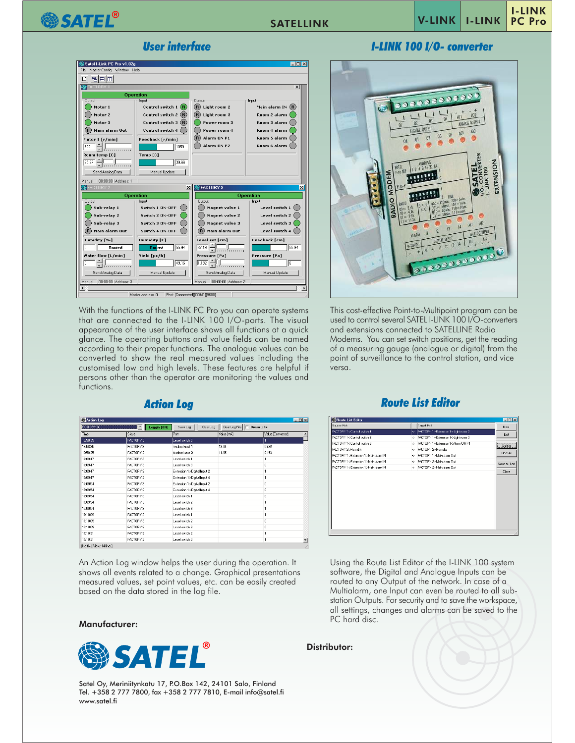## User interface

With the functions of the I-LINK PC Pro you can operate systems that are connected to the I-LINK 100 I/O-ports. The visual appearance of the user interface shows all functions at a quick glance. The operating buttons and value fields can be named according to their proper functions. The analogue values can be converted to show the real measured values including the customised low and high levels. These features are helpful if persons other than the operator are monitoring the values and functions.

## I-LINK 100 I/O- converter

This cost-effective Point-to-Multipoint program can be used to control several SATEL I-LINK 100 I/O-converters and extensions connected to SATELLINE Radio Modems. You can set switch positions, get the reading of a measuring gauge (analogue or digital) from the point of surveillance to the control station, and vice versa.

## Action Log

An Action Log window helps the user during the operation. It shows all events related to a change. Graphical presentations measured values, set point values, etc. can be easily created based on the data stored in the log file.

## Route List Editor

Using the Route List Editor of the I-LINK 100 system software, the Digital and Analogue Inputs can be routed to any Output of the network. In case of a Multialarm, one Input can even be routed to all sub-station Outputs. For security and to save the workspace, all settings, changes and alarms can be saved to the PC hard disc.

**Manufacturer:**

SATEL®

Satel Oy, Meriniitynkatu 17, P.O.Box 142, 24101 Salo, Finland
Tel. +358 2 777 7800, fax +358 2 777 7810, E-mail info@satel.fi
www.satel.fi

**Distributor:**